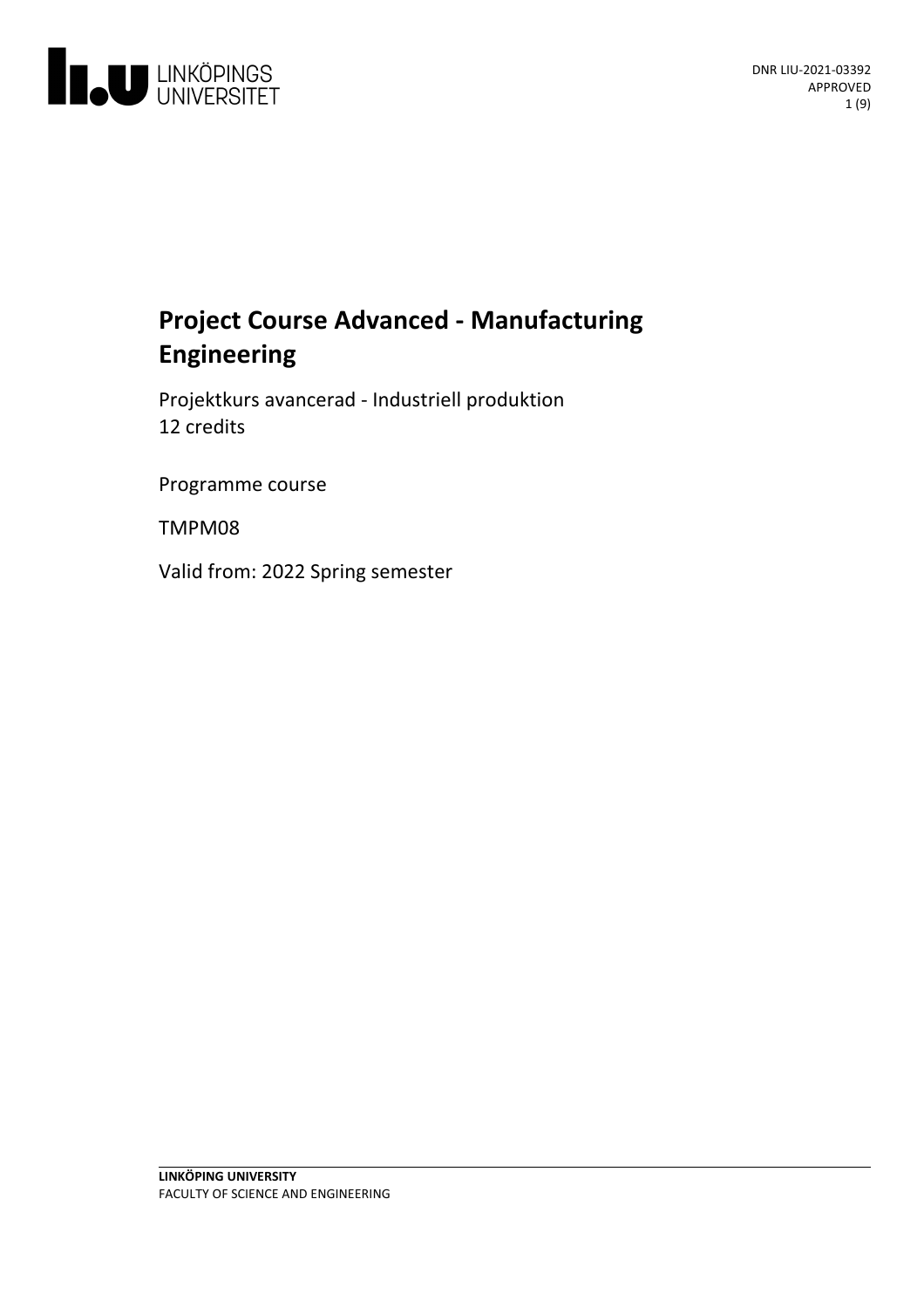# Project Course Advanced - Manufacturing Engineering

Projektkurs avancerad - Industriell produktion
12 credits

Programme course

TMPM08

Valid from: 2022 Spring semester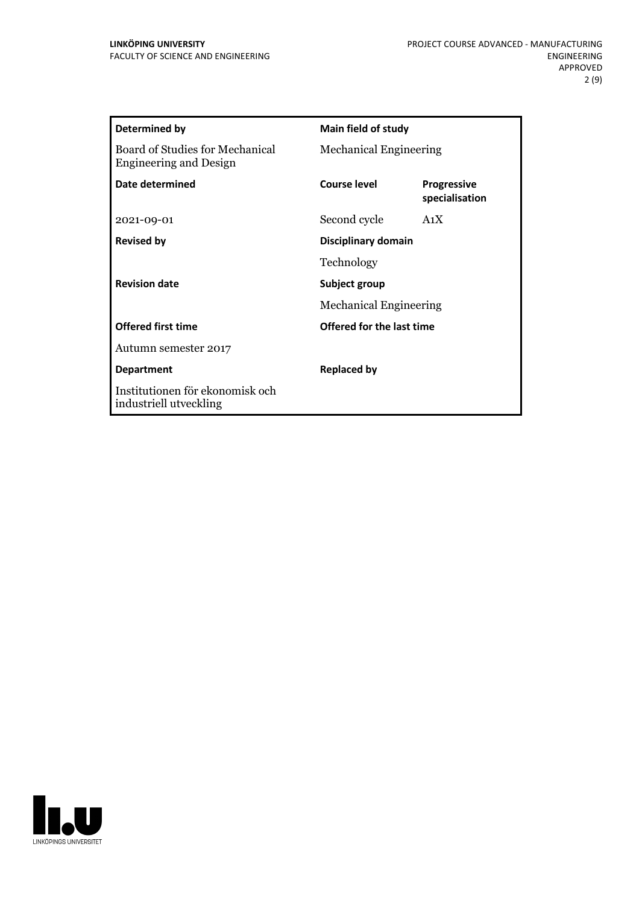| Determined by | Main field of study | |
|---|---|---|
| Board of Studies for Mechanical Engineering and Design | Mechanical Engineering | |
| **Date determined** | **Course level** | **Progressive specialisation** |
| 2021-09-01 | Second cycle | A1X |
| **Revised by** | **Disciplinary domain** | |
| | Technology | |
| **Revision date** | **Subject group** | |
| | Mechanical Engineering | |
| **Offered first time** | **Offered for the last time** | |
| Autumn semester 2017 | | |
| **Department** | **Replaced by** | |
| Institutionen för ekonomisk och industriell utveckling | | |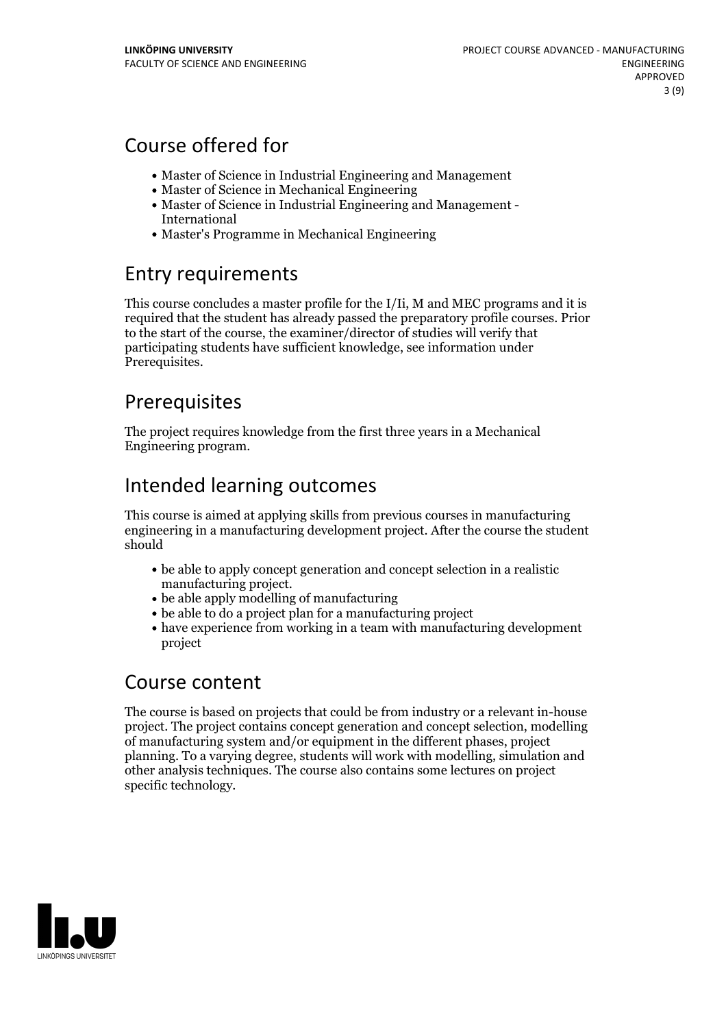## Course offered for

- Master of Science in Industrial Engineering and Management
- Master of Science in Mechanical Engineering
- Master of Science in Industrial Engineering and Management - International
- Master's Programme in Mechanical Engineering

## Entry requirements

This course concludes a master profile for the I/Ii, M and MEC programs and it is required that the student has already passed the preparatory profile courses. Prior to the start of the course, the examiner/director of studies will verify that participating students have sufficient knowledge, see information under Prerequisites.

## Prerequisites

The project requires knowledge from the first three years in a Mechanical Engineering program.

## Intended learning outcomes

This course is aimed at applying skills from previous courses in manufacturing engineering in a manufacturing development project. After the course the student should

- be able to apply concept generation and concept selection in a realistic manufacturing project.
- be able apply modelling of manufacturing
- be able to do a project plan for a manufacturing project
- have experience from working in a team with manufacturing development project

## Course content

The course is based on projects that could be from industry or a relevant in-house project. The project contains concept generation and concept selection, modelling of manufacturing system and/or equipment in the different phases, project planning. To a varying degree, students will work with modelling, simulation and other analysis techniques. The course also contains some lectures on project specific technology.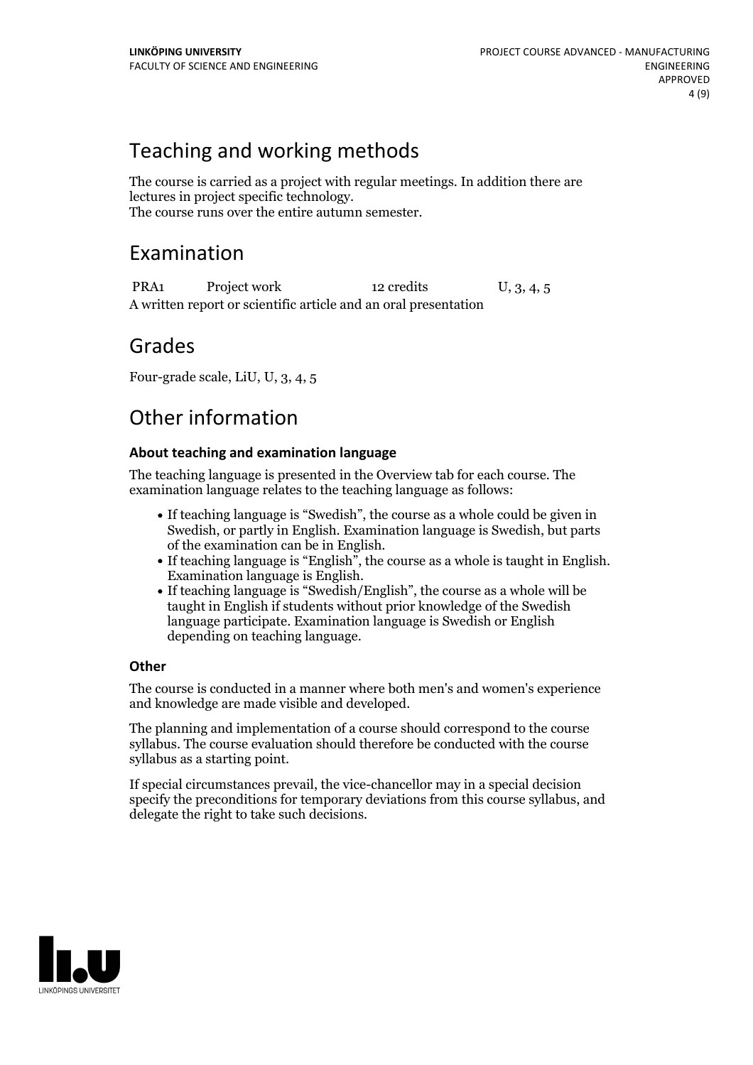## Teaching and working methods

The course is carried as a project with regular meetings. In addition there are lectures in project specific technology.
The course runs over the entire autumn semester.

## Examination

| | | | |
|---|---|---|---|
| PRA1 | Project work | 12 credits | U, 3, 4, 5 |

A written report or scientific article and an oral presentation

## Grades

Four-grade scale, LiU, U, 3, 4, 5

## Other information

### About teaching and examination language

The teaching language is presented in the Overview tab for each course. The examination language relates to the teaching language as follows:

- If teaching language is "Swedish", the course as a whole could be given in Swedish, or partly in English. Examination language is Swedish, but parts of the examination can be in English.
- If teaching language is "English", the course as a whole is taught in English. Examination language is English.
- If teaching language is "Swedish/English", the course as a whole will be taught in English if students without prior knowledge of the Swedish language participate. Examination language is Swedish or English depending on teaching language.

### Other

The course is conducted in a manner where both men's and women's experience and knowledge are made visible and developed.

The planning and implementation of a course should correspond to the course syllabus. The course evaluation should therefore be conducted with the course syllabus as a starting point.

If special circumstances prevail, the vice-chancellor may in a special decision specify the preconditions for temporary deviations from this course syllabus, and delegate the right to take such decisions.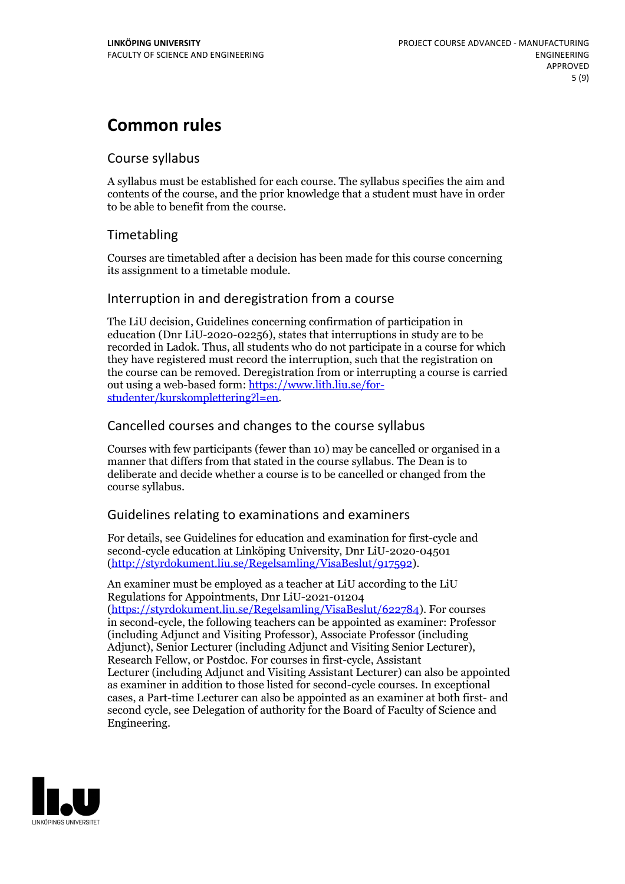# Common rules

## Course syllabus

A syllabus must be established for each course. The syllabus specifies the aim and contents of the course, and the prior knowledge that a student must have in order to be able to benefit from the course.

## Timetabling

Courses are timetabled after a decision has been made for this course concerning its assignment to a timetable module.

## Interruption in and deregistration from a course

The LiU decision, Guidelines concerning confirmation of participation in education (Dnr LiU-2020-02256), states that interruptions in study are to be recorded in Ladok. Thus, all students who do not participate in a course for which they have registered must record the interruption, such that the registration on the course can be removed. Deregistration from or interrupting a course is carried out using a web-based form: https://www.lith.liu.se/for-studenter/kurskomplettering?l=en.

## Cancelled courses and changes to the course syllabus

Courses with few participants (fewer than 10) may be cancelled or organised in a manner that differs from that stated in the course syllabus. The Dean is to deliberate and decide whether a course is to be cancelled or changed from the course syllabus.

## Guidelines relating to examinations and examiners

For details, see Guidelines for education and examination for first-cycle and second-cycle education at Linköping University, Dnr LiU-2020-04501 (http://styrdokument.liu.se/Regelsamling/VisaBeslut/917592).

An examiner must be employed as a teacher at LiU according to the LiU Regulations for Appointments, Dnr LiU-2021-01204 (https://styrdokument.liu.se/Regelsamling/VisaBeslut/622784). For courses in second-cycle, the following teachers can be appointed as examiner: Professor (including Adjunct and Visiting Professor), Associate Professor (including Adjunct), Senior Lecturer (including Adjunct and Visiting Senior Lecturer), Research Fellow, or Postdoc. For courses in first-cycle, Assistant Lecturer (including Adjunct and Visiting Assistant Lecturer) can also be appointed as examiner in addition to those listed for second-cycle courses. In exceptional cases, a Part-time Lecturer can also be appointed as an examiner at both first- and second cycle, see Delegation of authority for the Board of Faculty of Science and Engineering.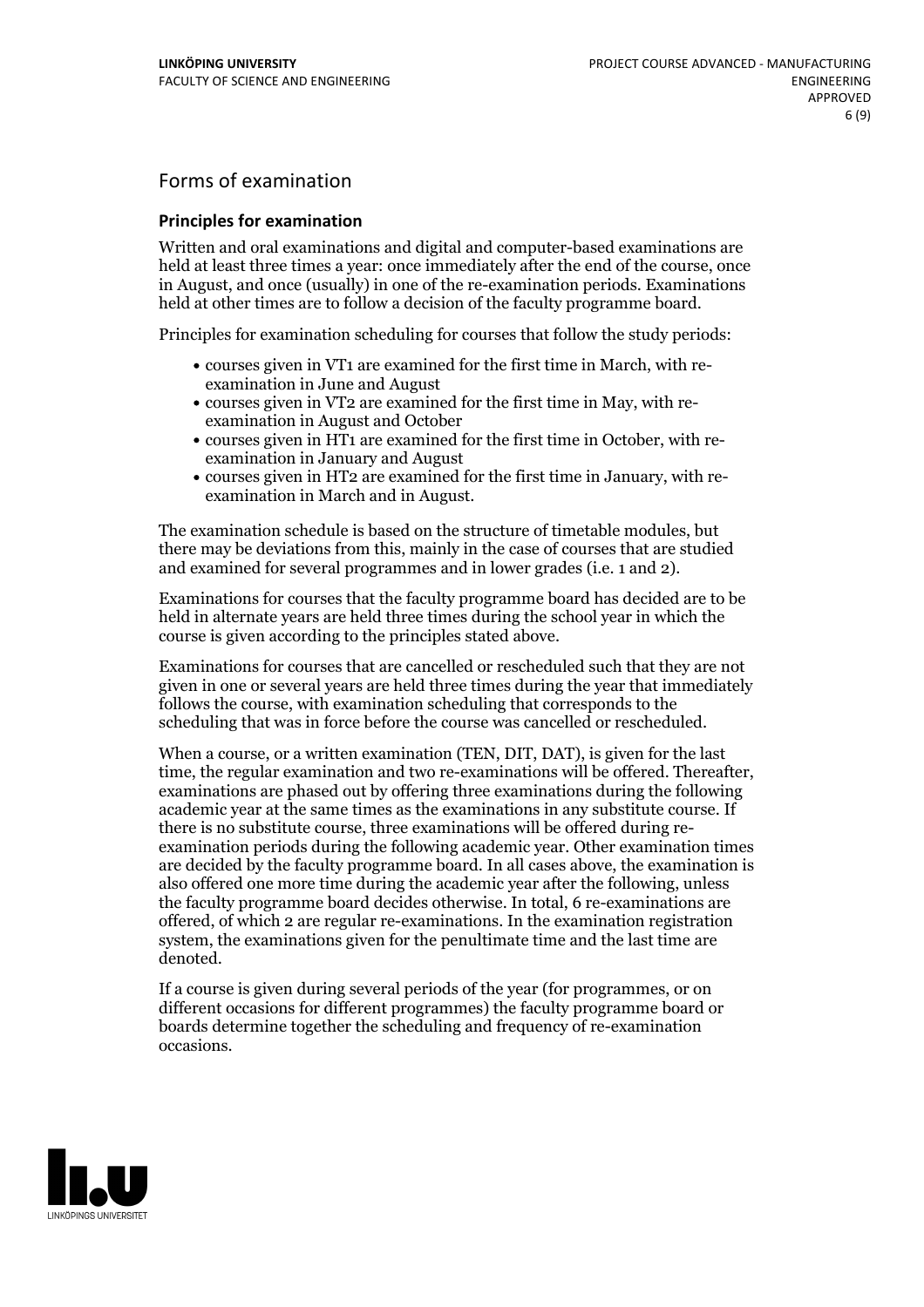## Forms of examination

### Principles for examination

Written and oral examinations and digital and computer-based examinations are held at least three times a year: once immediately after the end of the course, once in August, and once (usually) in one of the re-examination periods. Examinations held at other times are to follow a decision of the faculty programme board.

Principles for examination scheduling for courses that follow the study periods:

- courses given in VT1 are examined for the first time in March, with re-examination in June and August
- courses given in VT2 are examined for the first time in May, with re-examination in August and October
- courses given in HT1 are examined for the first time in October, with re-examination in January and August
- courses given in HT2 are examined for the first time in January, with re-examination in March and in August.

The examination schedule is based on the structure of timetable modules, but there may be deviations from this, mainly in the case of courses that are studied and examined for several programmes and in lower grades (i.e. 1 and 2).

Examinations for courses that the faculty programme board has decided are to be held in alternate years are held three times during the school year in which the course is given according to the principles stated above.

Examinations for courses that are cancelled or rescheduled such that they are not given in one or several years are held three times during the year that immediately follows the course, with examination scheduling that corresponds to the scheduling that was in force before the course was cancelled or rescheduled.

When a course, or a written examination (TEN, DIT, DAT), is given for the last time, the regular examination and two re-examinations will be offered. Thereafter, examinations are phased out by offering three examinations during the following academic year at the same times as the examinations in any substitute course. If there is no substitute course, three examinations will be offered during re-examination periods during the following academic year. Other examination times are decided by the faculty programme board. In all cases above, the examination is also offered one more time during the academic year after the following, unless the faculty programme board decides otherwise. In total, 6 re-examinations are offered, of which 2 are regular re-examinations. In the examination registration system, the examinations given for the penultimate time and the last time are denoted.

If a course is given during several periods of the year (for programmes, or on different occasions for different programmes) the faculty programme board or boards determine together the scheduling and frequency of re-examination occasions.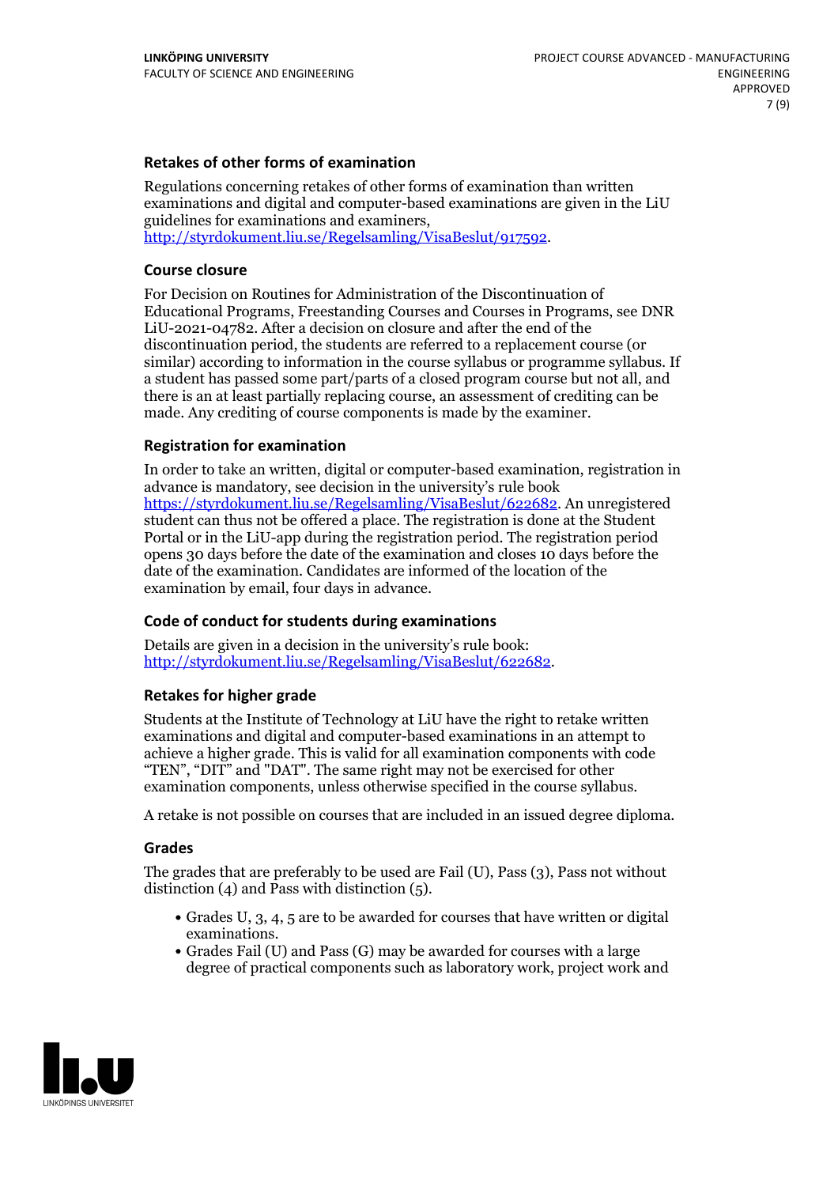### Retakes of other forms of examination

Regulations concerning retakes of other forms of examination than written examinations and digital and computer-based examinations are given in the LiU guidelines for examinations and examiners, http://styrdokument.liu.se/Regelsamling/VisaBeslut/917592.

### Course closure

For Decision on Routines for Administration of the Discontinuation of Educational Programs, Freestanding Courses and Courses in Programs, see DNR LiU-2021-04782. After a decision on closure and after the end of the discontinuation period, the students are referred to a replacement course (or similar) according to information in the course syllabus or programme syllabus. If a student has passed some part/parts of a closed program course but not all, and there is an at least partially replacing course, an assessment of crediting can be made. Any crediting of course components is made by the examiner.

### Registration for examination

In order to take an written, digital or computer-based examination, registration in advance is mandatory, see decision in the university's rule book https://styrdokument.liu.se/Regelsamling/VisaBeslut/622682. An unregistered student can thus not be offered a place. The registration is done at the Student Portal or in the LiU-app during the registration period. The registration period opens 30 days before the date of the examination and closes 10 days before the date of the examination. Candidates are informed of the location of the examination by email, four days in advance.

### Code of conduct for students during examinations

Details are given in a decision in the university's rule book: http://styrdokument.liu.se/Regelsamling/VisaBeslut/622682.

### Retakes for higher grade

Students at the Institute of Technology at LiU have the right to retake written examinations and digital and computer-based examinations in an attempt to achieve a higher grade. This is valid for all examination components with code "TEN", "DIT" and "DAT". The same right may not be exercised for other examination components, unless otherwise specified in the course syllabus.

A retake is not possible on courses that are included in an issued degree diploma.

### Grades

The grades that are preferably to be used are Fail (U), Pass (3), Pass not without distinction (4) and Pass with distinction (5).

- Grades U, 3, 4, 5 are to be awarded for courses that have written or digital examinations.
- Grades Fail (U) and Pass (G) may be awarded for courses with a large degree of practical components such as laboratory work, project work and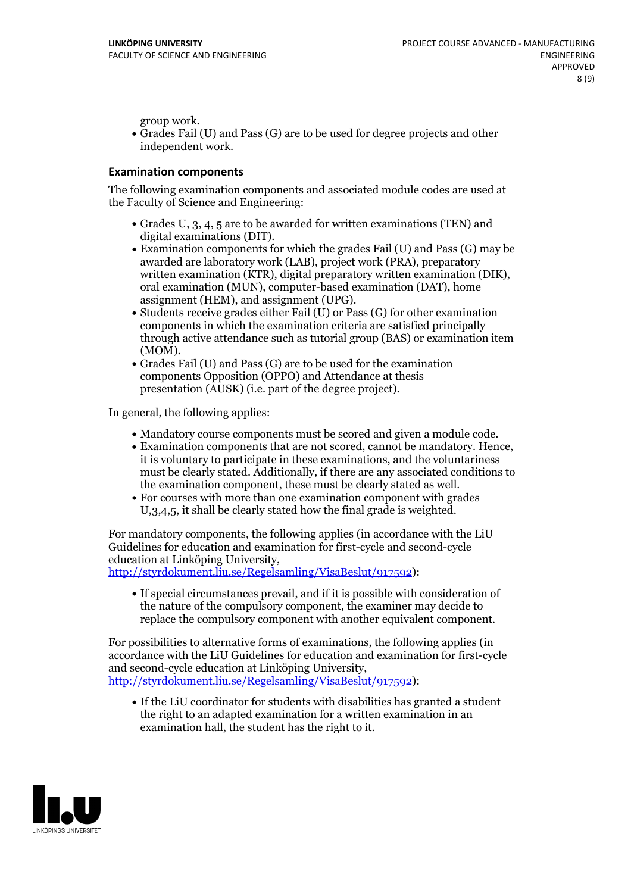group work.
- Grades Fail (U) and Pass (G) are to be used for degree projects and other independent work.

### Examination components

The following examination components and associated module codes are used at the Faculty of Science and Engineering:

- Grades U, 3, 4, 5 are to be awarded for written examinations (TEN) and digital examinations (DIT).
- Examination components for which the grades Fail (U) and Pass (G) may be awarded are laboratory work (LAB), project work (PRA), preparatory written examination (KTR), digital preparatory written examination (DIK), oral examination (MUN), computer-based examination (DAT), home assignment (HEM), and assignment (UPG).
- Students receive grades either Fail (U) or Pass (G) for other examination components in which the examination criteria are satisfied principally through active attendance such as tutorial group (BAS) or examination item (MOM).
- Grades Fail (U) and Pass (G) are to be used for the examination components Opposition (OPPO) and Attendance at thesis presentation (AUSK) (i.e. part of the degree project).

In general, the following applies:

- Mandatory course components must be scored and given a module code.
- Examination components that are not scored, cannot be mandatory. Hence, it is voluntary to participate in these examinations, and the voluntariness must be clearly stated. Additionally, if there are any associated conditions to the examination component, these must be clearly stated as well.
- For courses with more than one examination component with grades U,3,4,5, it shall be clearly stated how the final grade is weighted.

For mandatory components, the following applies (in accordance with the LiU Guidelines for education and examination for first-cycle and second-cycle education at Linköping University, http://styrdokument.liu.se/Regelsamling/VisaBeslut/917592):

- If special circumstances prevail, and if it is possible with consideration of the nature of the compulsory component, the examiner may decide to replace the compulsory component with another equivalent component.

For possibilities to alternative forms of examinations, the following applies (in accordance with the LiU Guidelines for education and examination for first-cycle and second-cycle education at Linköping University, http://styrdokument.liu.se/Regelsamling/VisaBeslut/917592):

- If the LiU coordinator for students with disabilities has granted a student the right to an adapted examination for a written examination in an examination hall, the student has the right to it.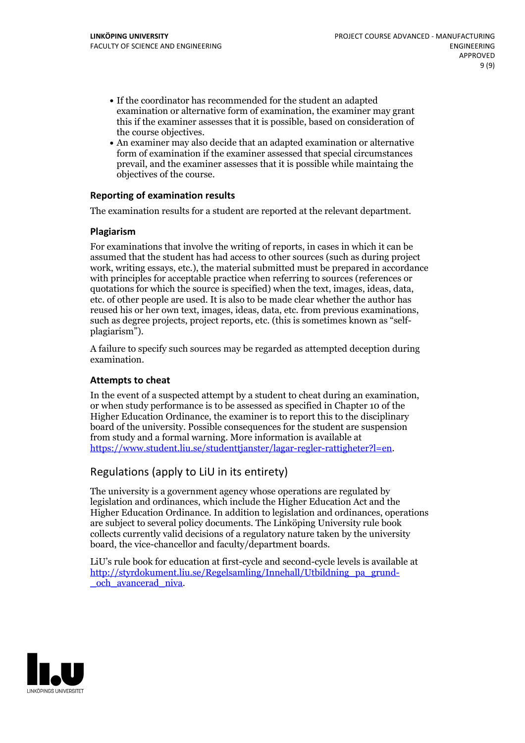- If the coordinator has recommended for the student an adapted examination or alternative form of examination, the examiner may grant this if the examiner assesses that it is possible, based on consideration of the course objectives.
- An examiner may also decide that an adapted examination or alternative form of examination if the examiner assessed that special circumstances prevail, and the examiner assesses that it is possible while maintaing the objectives of the course.

### Reporting of examination results

The examination results for a student are reported at the relevant department.

### Plagiarism

For examinations that involve the writing of reports, in cases in which it can be assumed that the student has had access to other sources (such as during project work, writing essays, etc.), the material submitted must be prepared in accordance with principles for acceptable practice when referring to sources (references or quotations for which the source is specified) when the text, images, ideas, data, etc. of other people are used. It is also to be made clear whether the author has reused his or her own text, images, ideas, data, etc. from previous examinations, such as degree projects, project reports, etc. (this is sometimes known as "self-plagiarism").

A failure to specify such sources may be regarded as attempted deception during examination.

### Attempts to cheat

In the event of a suspected attempt by a student to cheat during an examination, or when study performance is to be assessed as specified in Chapter 10 of the Higher Education Ordinance, the examiner is to report this to the disciplinary board of the university. Possible consequences for the student are suspension from study and a formal warning. More information is available at https://www.student.liu.se/studenttjanster/lagar-regler-rattigheter?l=en.

## Regulations (apply to LiU in its entirety)

The university is a government agency whose operations are regulated by legislation and ordinances, which include the Higher Education Act and the Higher Education Ordinance. In addition to legislation and ordinances, operations are subject to several policy documents. The Linköping University rule book collects currently valid decisions of a regulatory nature taken by the university board, the vice-chancellor and faculty/department boards.

LiU's rule book for education at first-cycle and second-cycle levels is available at http://styrdokument.liu.se/Regelsamling/Innehall/Utbildning_pa_grund-_och_avancerad_niva.